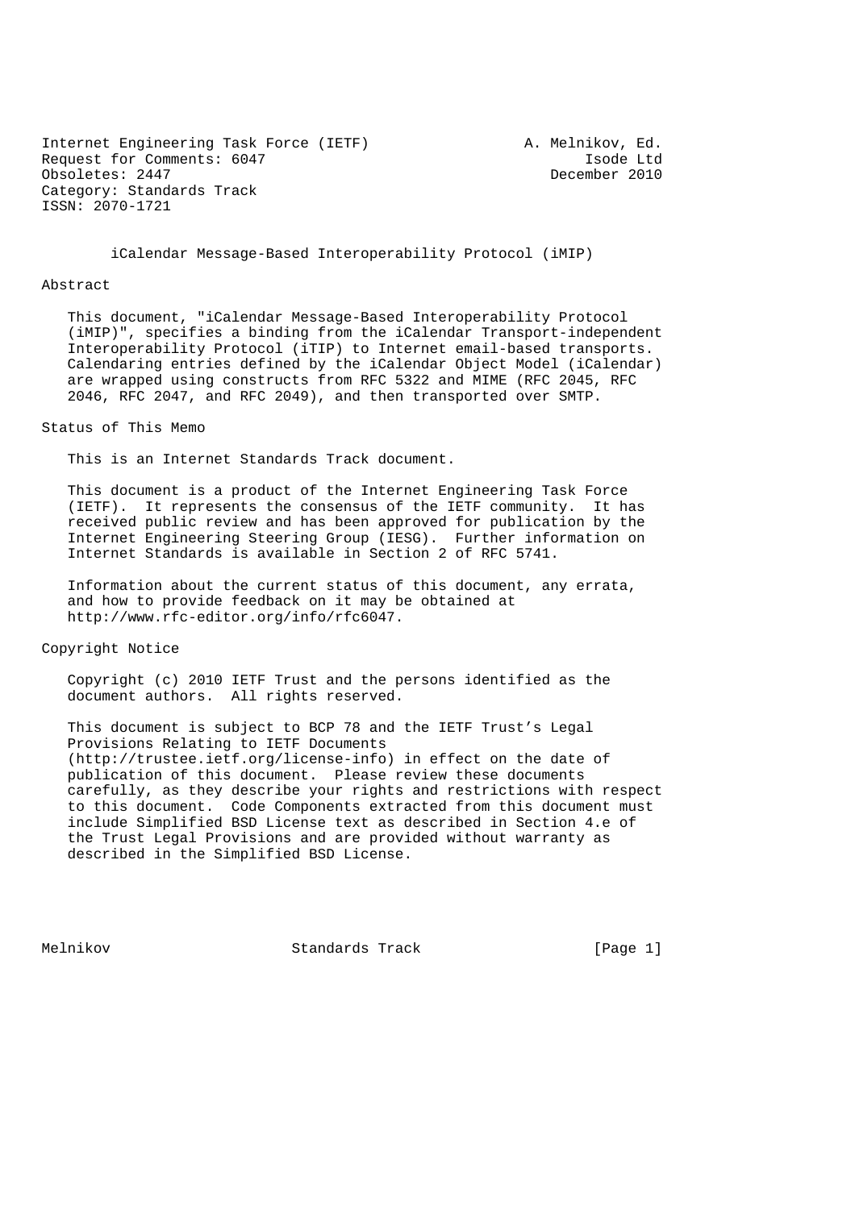Internet Engineering Task Force (IETF) A. Melnikov, Ed.
Request for Comments: 6047 Isode Ltd
Obsoletes: 2447 December 2010
Category: Standards Track
ISSN: 2070-1721

# iCalendar Message-Based Interoperability Protocol (iMIP)

## Abstract

This document, "iCalendar Message-Based Interoperability Protocol (iMIP)", specifies a binding from the iCalendar Transport-independent Interoperability Protocol (iTIP) to Internet email-based transports. Calendaring entries defined by the iCalendar Object Model (iCalendar) are wrapped using constructs from RFC 5322 and MIME (RFC 2045, RFC 2046, RFC 2047, and RFC 2049), and then transported over SMTP.

## Status of This Memo

This is an Internet Standards Track document.

This document is a product of the Internet Engineering Task Force (IETF). It represents the consensus of the IETF community. It has received public review and has been approved for publication by the Internet Engineering Steering Group (IESG). Further information on Internet Standards is available in Section 2 of RFC 5741.

Information about the current status of this document, any errata, and how to provide feedback on it may be obtained at http://www.rfc-editor.org/info/rfc6047.

## Copyright Notice

Copyright (c) 2010 IETF Trust and the persons identified as the document authors. All rights reserved.

This document is subject to BCP 78 and the IETF Trust's Legal Provisions Relating to IETF Documents (http://trustee.ietf.org/license-info) in effect on the date of publication of this document. Please review these documents carefully, as they describe your rights and restrictions with respect to this document. Code Components extracted from this document must include Simplified BSD License text as described in Section 4.e of the Trust Legal Provisions and are provided without warranty as described in the Simplified BSD License.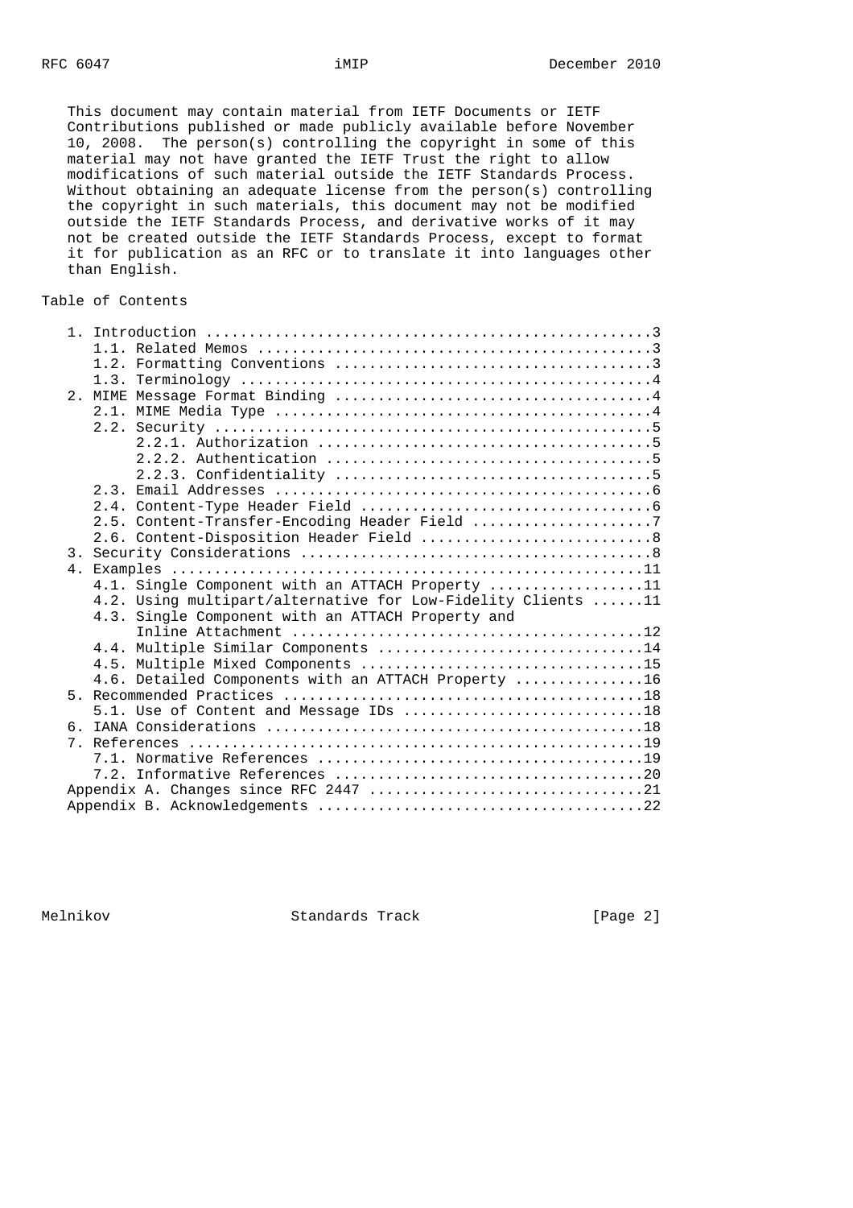This document may contain material from IETF Documents or IETF Contributions published or made publicly available before November 10, 2008. The person(s) controlling the copyright in some of this material may not have granted the IETF Trust the right to allow modifications of such material outside the IETF Standards Process. Without obtaining an adequate license from the person(s) controlling the copyright in such materials, this document may not be modified outside the IETF Standards Process, and derivative works of it may not be created outside the IETF Standards Process, except to format it for publication as an RFC or to translate it into languages other than English.

## Table of Contents

```
   1. Introduction ....................................................3
      1.1. Related Memos ..............................................3
      1.2. Formatting Conventions .....................................3
      1.3. Terminology ................................................4
   2. MIME Message Format Binding .....................................4
      2.1. MIME Media Type ............................................4
      2.2. Security ...................................................5
           2.2.1. Authorization .......................................5
           2.2.2. Authentication ......................................5
           2.2.3. Confidentiality .....................................5
      2.3. Email Addresses ............................................6
      2.4. Content-Type Header Field ..................................6
      2.5. Content-Transfer-Encoding Header Field .....................7
      2.6. Content-Disposition Header Field ...........................8
   3. Security Considerations .........................................8
   4. Examples .......................................................11
      4.1. Single Component with an ATTACH Property ..................11
      4.2. Using multipart/alternative for Low-Fidelity Clients ......11
      4.3. Single Component with an ATTACH Property and
           Inline Attachment .........................................12
      4.4. Multiple Similar Components ...............................14
      4.5. Multiple Mixed Components .................................15
      4.6. Detailed Components with an ATTACH Property ...............16
   5. Recommended Practices ..........................................18
      5.1. Use of Content and Message IDs ............................18
   6. IANA Considerations ............................................18
   7. References .....................................................19
      7.1. Normative References ......................................19
      7.2. Informative References ....................................20
   Appendix A. Changes since RFC 2447 ................................21
   Appendix B. Acknowledgements ......................................22
```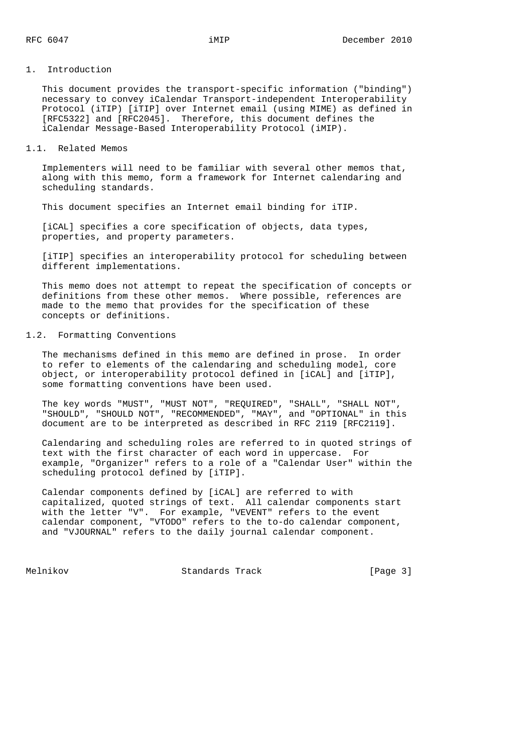## 1. Introduction

This document provides the transport-specific information ("binding") necessary to convey iCalendar Transport-independent Interoperability Protocol (iTIP) [iTIP] over Internet email (using MIME) as defined in [RFC5322] and [RFC2045]. Therefore, this document defines the iCalendar Message-Based Interoperability Protocol (iMIP).

### 1.1. Related Memos

Implementers will need to be familiar with several other memos that, along with this memo, form a framework for Internet calendaring and scheduling standards.

This document specifies an Internet email binding for iTIP.

[iCAL] specifies a core specification of objects, data types, properties, and property parameters.

[iTIP] specifies an interoperability protocol for scheduling between different implementations.

This memo does not attempt to repeat the specification of concepts or definitions from these other memos. Where possible, references are made to the memo that provides for the specification of these concepts or definitions.

### 1.2. Formatting Conventions

The mechanisms defined in this memo are defined in prose. In order to refer to elements of the calendaring and scheduling model, core object, or interoperability protocol defined in [iCAL] and [iTIP], some formatting conventions have been used.

The key words "MUST", "MUST NOT", "REQUIRED", "SHALL", "SHALL NOT", "SHOULD", "SHOULD NOT", "RECOMMENDED", "MAY", and "OPTIONAL" in this document are to be interpreted as described in RFC 2119 [RFC2119].

Calendaring and scheduling roles are referred to in quoted strings of text with the first character of each word in uppercase. For example, "Organizer" refers to a role of a "Calendar User" within the scheduling protocol defined by [iTIP].

Calendar components defined by [iCAL] are referred to with capitalized, quoted strings of text. All calendar components start with the letter "V". For example, "VEVENT" refers to the event calendar component, "VTODO" refers to the to-do calendar component, and "VJOURNAL" refers to the daily journal calendar component.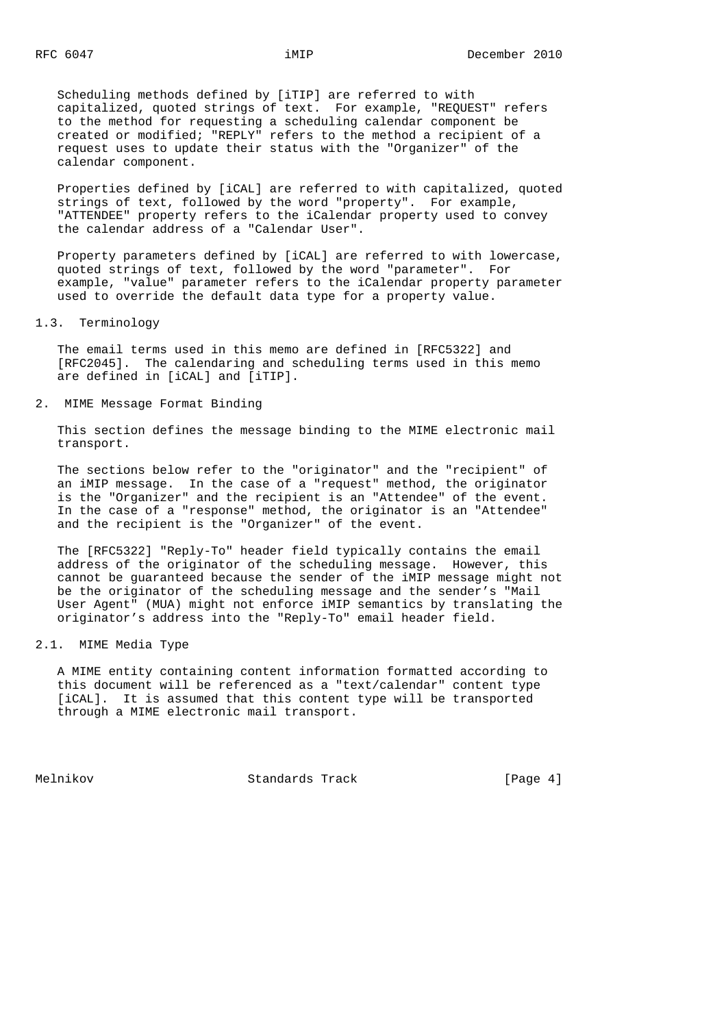Scheduling methods defined by [iTIP] are referred to with capitalized, quoted strings of text. For example, "REQUEST" refers to the method for requesting a scheduling calendar component be created or modified; "REPLY" refers to the method a recipient of a request uses to update their status with the "Organizer" of the calendar component.

Properties defined by [iCAL] are referred to with capitalized, quoted strings of text, followed by the word "property". For example, "ATTENDEE" property refers to the iCalendar property used to convey the calendar address of a "Calendar User".

Property parameters defined by [iCAL] are referred to with lowercase, quoted strings of text, followed by the word "parameter". For example, "value" parameter refers to the iCalendar property parameter used to override the default data type for a property value.

### 1.3. Terminology

The email terms used in this memo are defined in [RFC5322] and [RFC2045]. The calendaring and scheduling terms used in this memo are defined in [iCAL] and [iTIP].

## 2. MIME Message Format Binding

This section defines the message binding to the MIME electronic mail transport.

The sections below refer to the "originator" and the "recipient" of an iMIP message. In the case of a "request" method, the originator is the "Organizer" and the recipient is an "Attendee" of the event. In the case of a "response" method, the originator is an "Attendee" and the recipient is the "Organizer" of the event.

The [RFC5322] "Reply-To" header field typically contains the email address of the originator of the scheduling message. However, this cannot be guaranteed because the sender of the iMIP message might not be the originator of the scheduling message and the sender's "Mail User Agent" (MUA) might not enforce iMIP semantics by translating the originator's address into the "Reply-To" email header field.

### 2.1. MIME Media Type

A MIME entity containing content information formatted according to this document will be referenced as a "text/calendar" content type [iCAL]. It is assumed that this content type will be transported through a MIME electronic mail transport.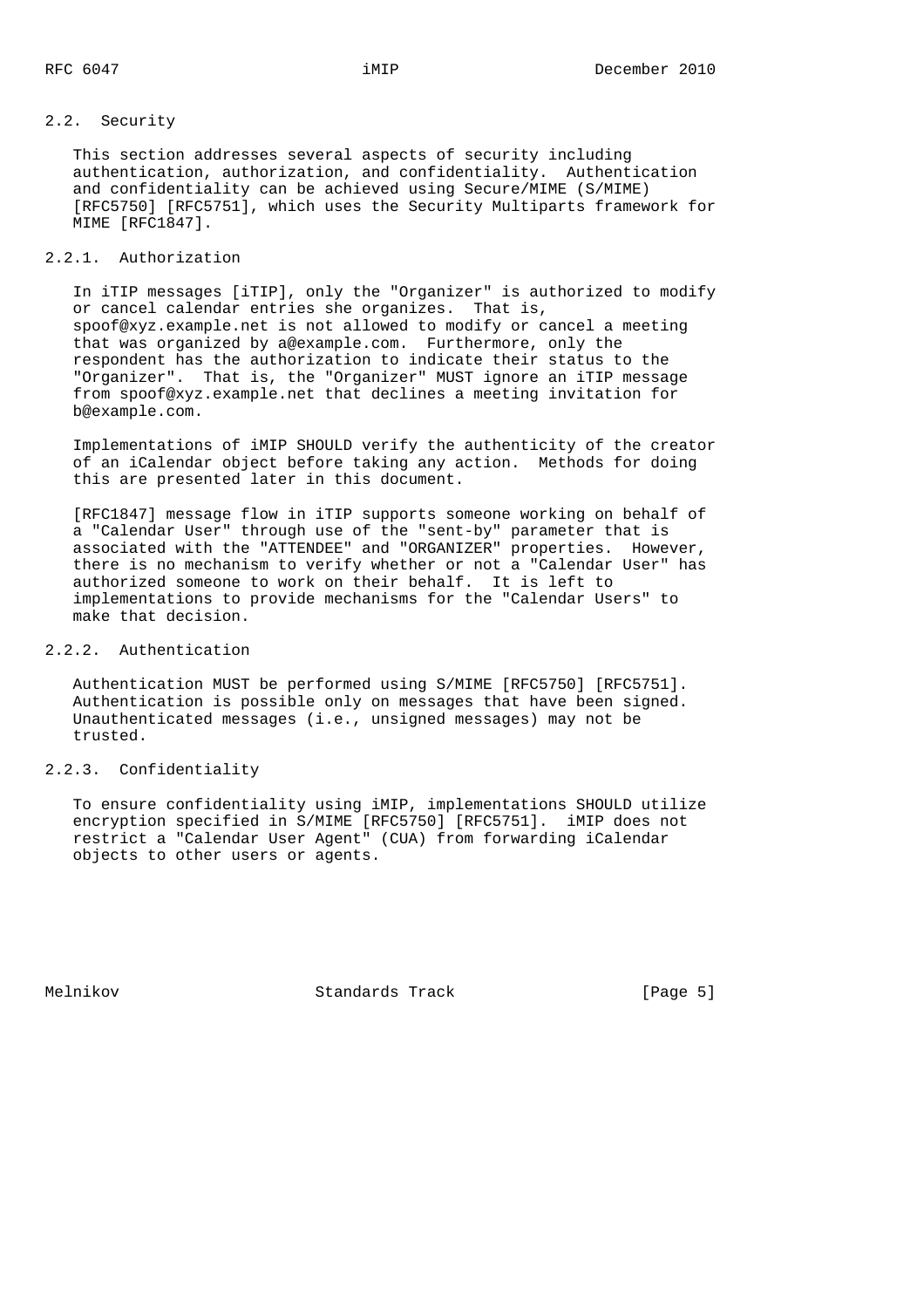## 2.2. Security

This section addresses several aspects of security including authentication, authorization, and confidentiality. Authentication and confidentiality can be achieved using Secure/MIME (S/MIME) [RFC5750] [RFC5751], which uses the Security Multiparts framework for MIME [RFC1847].

### 2.2.1. Authorization

In iTIP messages [iTIP], only the "Organizer" is authorized to modify or cancel calendar entries she organizes. That is, spoof@xyz.example.net is not allowed to modify or cancel a meeting that was organized by a@example.com. Furthermore, only the respondent has the authorization to indicate their status to the "Organizer". That is, the "Organizer" MUST ignore an iTIP message from spoof@xyz.example.net that declines a meeting invitation for b@example.com.

Implementations of iMIP SHOULD verify the authenticity of the creator of an iCalendar object before taking any action. Methods for doing this are presented later in this document.

[RFC1847] message flow in iTIP supports someone working on behalf of a "Calendar User" through use of the "sent-by" parameter that is associated with the "ATTENDEE" and "ORGANIZER" properties. However, there is no mechanism to verify whether or not a "Calendar User" has authorized someone to work on their behalf. It is left to implementations to provide mechanisms for the "Calendar Users" to make that decision.

### 2.2.2. Authentication

Authentication MUST be performed using S/MIME [RFC5750] [RFC5751]. Authentication is possible only on messages that have been signed. Unauthenticated messages (i.e., unsigned messages) may not be trusted.

### 2.2.3. Confidentiality

To ensure confidentiality using iMIP, implementations SHOULD utilize encryption specified in S/MIME [RFC5750] [RFC5751]. iMIP does not restrict a "Calendar User Agent" (CUA) from forwarding iCalendar objects to other users or agents.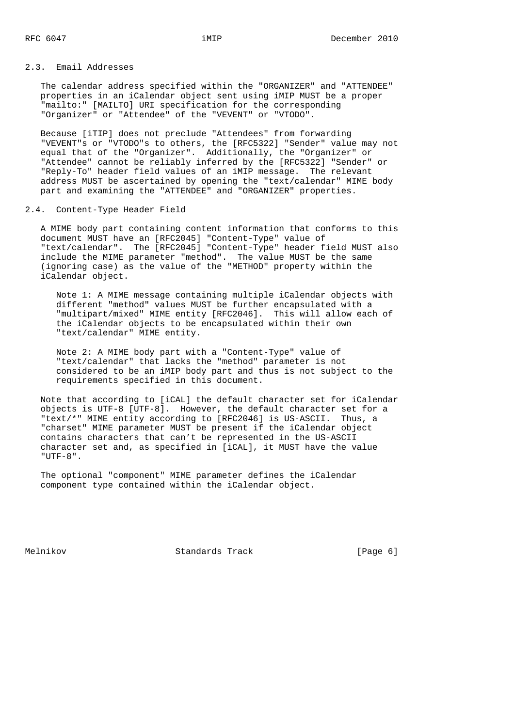### 2.3. Email Addresses

The calendar address specified within the "ORGANIZER" and "ATTENDEE" properties in an iCalendar object sent using iMIP MUST be a proper "mailto:" [MAILTO] URI specification for the corresponding "Organizer" or "Attendee" of the "VEVENT" or "VTODO".

Because [iTIP] does not preclude "Attendees" from forwarding "VEVENT"s or "VTODO"s to others, the [RFC5322] "Sender" value may not equal that of the "Organizer". Additionally, the "Organizer" or "Attendee" cannot be reliably inferred by the [RFC5322] "Sender" or "Reply-To" header field values of an iMIP message. The relevant address MUST be ascertained by opening the "text/calendar" MIME body part and examining the "ATTENDEE" and "ORGANIZER" properties.

### 2.4. Content-Type Header Field

A MIME body part containing content information that conforms to this document MUST have an [RFC2045] "Content-Type" value of "text/calendar". The [RFC2045] "Content-Type" header field MUST also include the MIME parameter "method". The value MUST be the same (ignoring case) as the value of the "METHOD" property within the iCalendar object.

> Note 1: A MIME message containing multiple iCalendar objects with different "method" values MUST be further encapsulated with a "multipart/mixed" MIME entity [RFC2046]. This will allow each of the iCalendar objects to be encapsulated within their own "text/calendar" MIME entity.
>
> Note 2: A MIME body part with a "Content-Type" value of "text/calendar" that lacks the "method" parameter is not considered to be an iMIP body part and thus is not subject to the requirements specified in this document.

Note that according to [iCAL] the default character set for iCalendar objects is UTF-8 [UTF-8]. However, the default character set for a "text/*" MIME entity according to [RFC2046] is US-ASCII. Thus, a "charset" MIME parameter MUST be present if the iCalendar object contains characters that can't be represented in the US-ASCII character set and, as specified in [iCAL], it MUST have the value "UTF-8".

The optional "component" MIME parameter defines the iCalendar component type contained within the iCalendar object.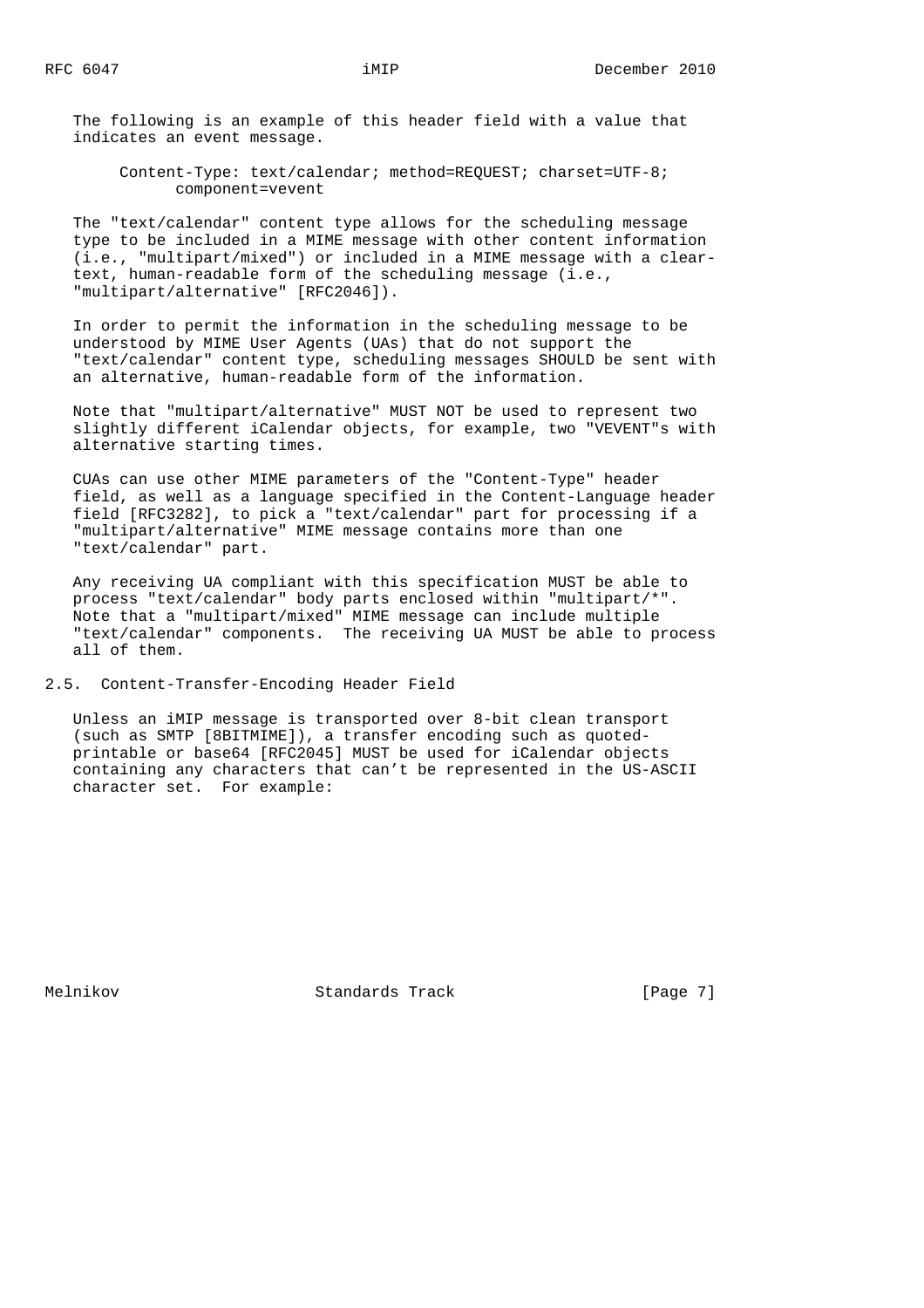The following is an example of this header field with a value that indicates an event message.

```
Content-Type: text/calendar; method=REQUEST; charset=UTF-8;
        component=vevent
```

The "text/calendar" content type allows for the scheduling message type to be included in a MIME message with other content information (i.e., "multipart/mixed") or included in a MIME message with a clear-text, human-readable form of the scheduling message (i.e., "multipart/alternative" [RFC2046]).

In order to permit the information in the scheduling message to be understood by MIME User Agents (UAs) that do not support the "text/calendar" content type, scheduling messages SHOULD be sent with an alternative, human-readable form of the information.

Note that "multipart/alternative" MUST NOT be used to represent two slightly different iCalendar objects, for example, two "VEVENT"s with alternative starting times.

CUAs can use other MIME parameters of the "Content-Type" header field, as well as a language specified in the Content-Language header field [RFC3282], to pick a "text/calendar" part for processing if a "multipart/alternative" MIME message contains more than one "text/calendar" part.

Any receiving UA compliant with this specification MUST be able to process "text/calendar" body parts enclosed within "multipart/*". Note that a "multipart/mixed" MIME message can include multiple "text/calendar" components. The receiving UA MUST be able to process all of them.

## 2.5. Content-Transfer-Encoding Header Field

Unless an iMIP message is transported over 8-bit clean transport (such as SMTP [8BITMIME]), a transfer encoding such as quoted-printable or base64 [RFC2045] MUST be used for iCalendar objects containing any characters that can't be represented in the US-ASCII character set. For example: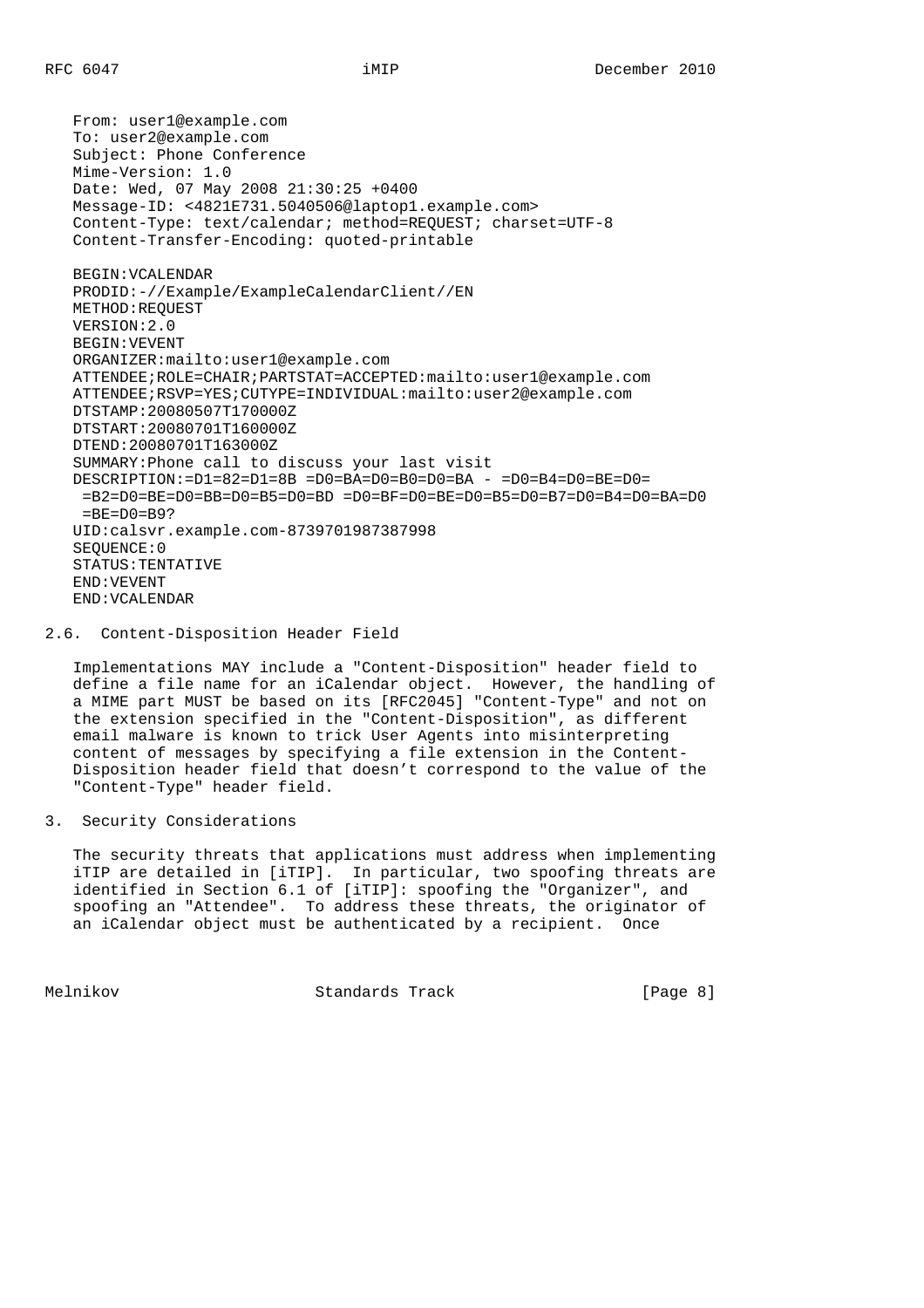```
From: user1@example.com
To: user2@example.com
Subject: Phone Conference
Mime-Version: 1.0
Date: Wed, 07 May 2008 21:30:25 +0400
Message-ID: <4821E731.5040506@laptop1.example.com>
Content-Type: text/calendar; method=REQUEST; charset=UTF-8
Content-Transfer-Encoding: quoted-printable

BEGIN:VCALENDAR
PRODID:-//Example/ExampleCalendarClient//EN
METHOD:REQUEST
VERSION:2.0
BEGIN:VEVENT
ORGANIZER:mailto:user1@example.com
ATTENDEE;ROLE=CHAIR;PARTSTAT=ACCEPTED:mailto:user1@example.com
ATTENDEE;RSVP=YES;CUTYPE=INDIVIDUAL:mailto:user2@example.com
DTSTAMP:20080507T170000Z
DTSTART:20080701T160000Z
DTEND:20080701T163000Z
SUMMARY:Phone call to discuss your last visit
DESCRIPTION:=D1=82=D1=8B =D0=BA=D0=B0=D0=BA - =D0=B4=D0=BE=D0=
 =B2=D0=BE=D0=BB=D0=B5=D0=BD =D0=BF=D0=BE=D0=B5=D0=B7=D0=B4=D0=BA=D0
 =BE=D0=B9?
UID:calsvr.example.com-8739701987387998
SEQUENCE:0
STATUS:TENTATIVE
END:VEVENT
END:VCALENDAR
```

## 2.6. Content-Disposition Header Field

Implementations MAY include a "Content-Disposition" header field to define a file name for an iCalendar object. However, the handling of a MIME part MUST be based on its [RFC2045] "Content-Type" and not on the extension specified in the "Content-Disposition", as different email malware is known to trick User Agents into misinterpreting content of messages by specifying a file extension in the Content-Disposition header field that doesn't correspond to the value of the "Content-Type" header field.

# 3. Security Considerations

The security threats that applications must address when implementing iTIP are detailed in [iTIP]. In particular, two spoofing threats are identified in Section 6.1 of [iTIP]: spoofing the "Organizer", and spoofing an "Attendee". To address these threats, the originator of an iCalendar object must be authenticated by a recipient. Once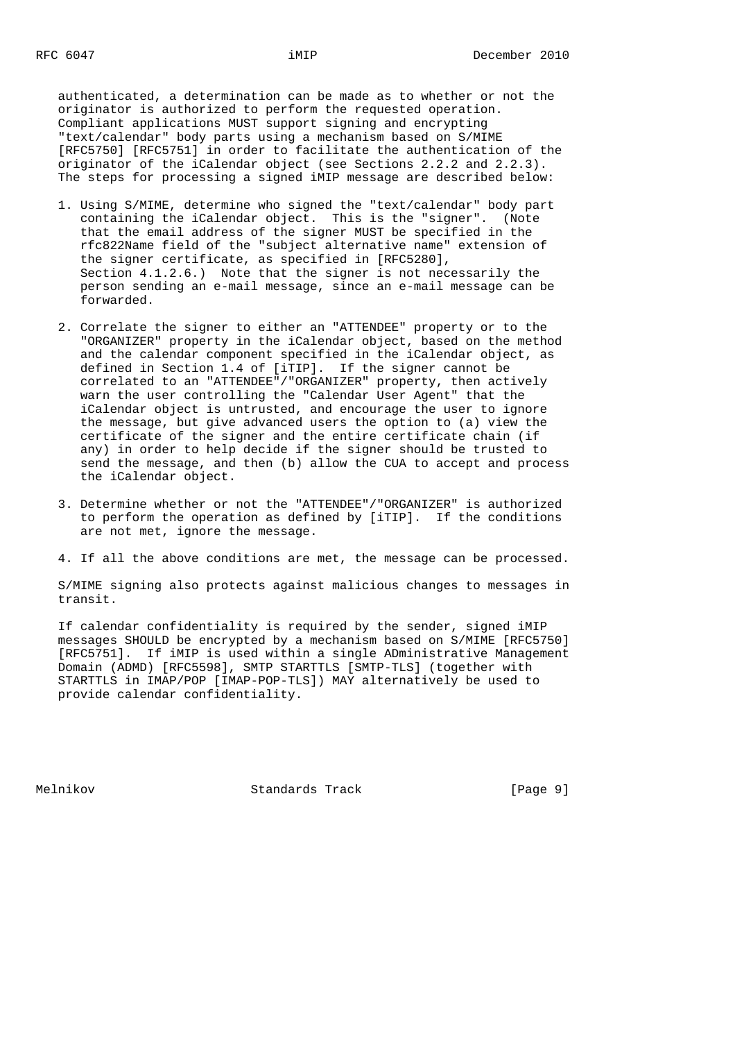authenticated, a determination can be made as to whether or not the originator is authorized to perform the requested operation. Compliant applications MUST support signing and encrypting "text/calendar" body parts using a mechanism based on S/MIME [RFC5750] [RFC5751] in order to facilitate the authentication of the originator of the iCalendar object (see Sections 2.2.2 and 2.2.3). The steps for processing a signed iMIP message are described below:

1. Using S/MIME, determine who signed the "text/calendar" body part containing the iCalendar object. This is the "signer". (Note that the email address of the signer MUST be specified in the rfc822Name field of the "subject alternative name" extension of the signer certificate, as specified in [RFC5280], Section 4.1.2.6.) Note that the signer is not necessarily the person sending an e-mail message, since an e-mail message can be forwarded.

2. Correlate the signer to either an "ATTENDEE" property or to the "ORGANIZER" property in the iCalendar object, based on the method and the calendar component specified in the iCalendar object, as defined in Section 1.4 of [iTIP]. If the signer cannot be correlated to an "ATTENDEE"/"ORGANIZER" property, then actively warn the user controlling the "Calendar User Agent" that the iCalendar object is untrusted, and encourage the user to ignore the message, but give advanced users the option to (a) view the certificate of the signer and the entire certificate chain (if any) in order to help decide if the signer should be trusted to send the message, and then (b) allow the CUA to accept and process the iCalendar object.

3. Determine whether or not the "ATTENDEE"/"ORGANIZER" is authorized to perform the operation as defined by [iTIP]. If the conditions are not met, ignore the message.

4. If all the above conditions are met, the message can be processed.

S/MIME signing also protects against malicious changes to messages in transit.

If calendar confidentiality is required by the sender, signed iMIP messages SHOULD be encrypted by a mechanism based on S/MIME [RFC5750] [RFC5751]. If iMIP is used within a single ADministrative Management Domain (ADMD) [RFC5598], SMTP STARTTLS [SMTP-TLS] (together with STARTTLS in IMAP/POP [IMAP-POP-TLS]) MAY alternatively be used to provide calendar confidentiality.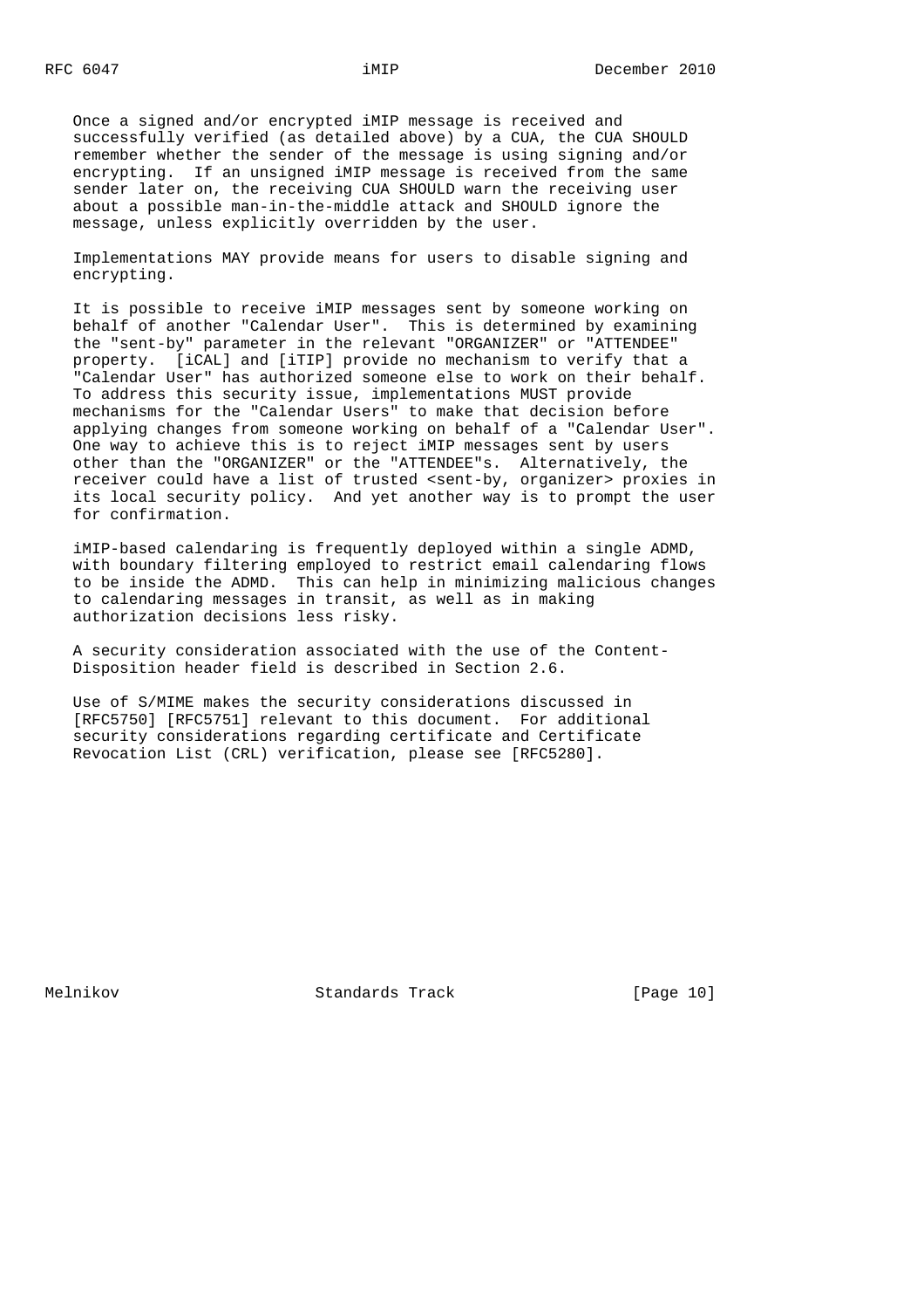Once a signed and/or encrypted iMIP message is received and successfully verified (as detailed above) by a CUA, the CUA SHOULD remember whether the sender of the message is using signing and/or encrypting. If an unsigned iMIP message is received from the same sender later on, the receiving CUA SHOULD warn the receiving user about a possible man-in-the-middle attack and SHOULD ignore the message, unless explicitly overridden by the user.

Implementations MAY provide means for users to disable signing and encrypting.

It is possible to receive iMIP messages sent by someone working on behalf of another "Calendar User". This is determined by examining the "sent-by" parameter in the relevant "ORGANIZER" or "ATTENDEE" property. [iCAL] and [iTIP] provide no mechanism to verify that a "Calendar User" has authorized someone else to work on their behalf. To address this security issue, implementations MUST provide mechanisms for the "Calendar Users" to make that decision before applying changes from someone working on behalf of a "Calendar User". One way to achieve this is to reject iMIP messages sent by users other than the "ORGANIZER" or the "ATTENDEE"s. Alternatively, the receiver could have a list of trusted <sent-by, organizer> proxies in its local security policy. And yet another way is to prompt the user for confirmation.

iMIP-based calendaring is frequently deployed within a single ADMD, with boundary filtering employed to restrict email calendaring flows to be inside the ADMD. This can help in minimizing malicious changes to calendaring messages in transit, as well as in making authorization decisions less risky.

A security consideration associated with the use of the Content-Disposition header field is described in Section 2.6.

Use of S/MIME makes the security considerations discussed in [RFC5750] [RFC5751] relevant to this document. For additional security considerations regarding certificate and Certificate Revocation List (CRL) verification, please see [RFC5280].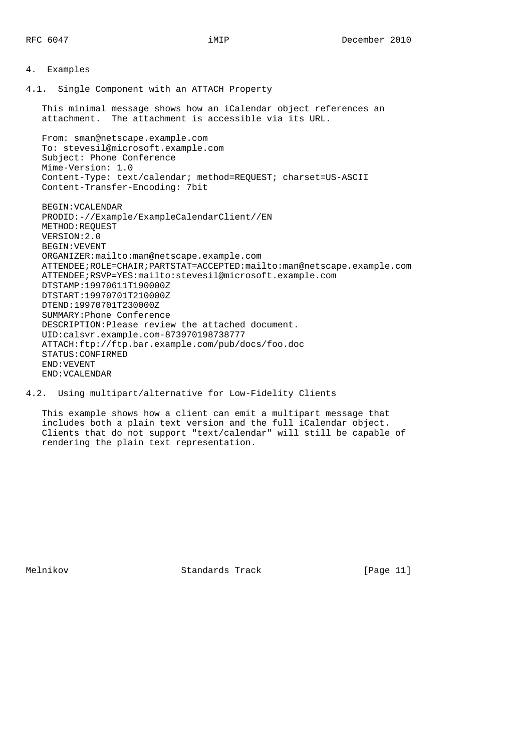## 4. Examples

### 4.1. Single Component with an ATTACH Property

This minimal message shows how an iCalendar object references an attachment. The attachment is accessible via its URL.

```
From: sman@netscape.example.com
To: stevesil@microsoft.example.com
Subject: Phone Conference
Mime-Version: 1.0
Content-Type: text/calendar; method=REQUEST; charset=US-ASCII
Content-Transfer-Encoding: 7bit

BEGIN:VCALENDAR
PRODID:-//Example/ExampleCalendarClient//EN
METHOD:REQUEST
VERSION:2.0
BEGIN:VEVENT
ORGANIZER:mailto:man@netscape.example.com
ATTENDEE;ROLE=CHAIR;PARTSTAT=ACCEPTED:mailto:man@netscape.example.com
ATTENDEE;RSVP=YES:mailto:stevesil@microsoft.example.com
DTSTAMP:19970611T190000Z
DTSTART:19970701T210000Z
DTEND:19970701T230000Z
SUMMARY:Phone Conference
DESCRIPTION:Please review the attached document.
UID:calsvr.example.com-873970198738777
ATTACH:ftp://ftp.bar.example.com/pub/docs/foo.doc
STATUS:CONFIRMED
END:VEVENT
END:VCALENDAR
```

### 4.2. Using multipart/alternative for Low-Fidelity Clients

This example shows how a client can emit a multipart message that includes both a plain text version and the full iCalendar object. Clients that do not support "text/calendar" will still be capable of rendering the plain text representation.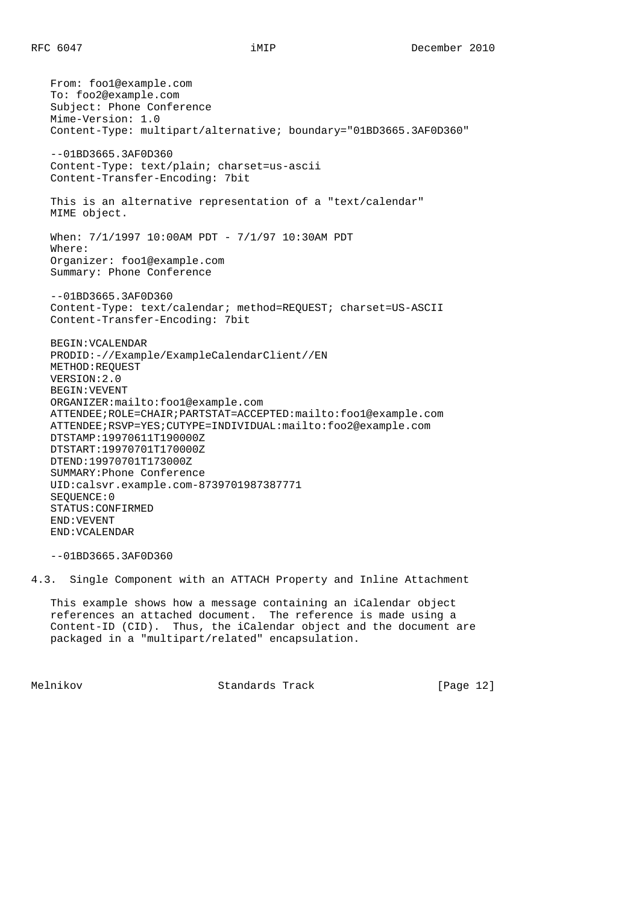```
From: foo1@example.com
To: foo2@example.com
Subject: Phone Conference
Mime-Version: 1.0
Content-Type: multipart/alternative; boundary="01BD3665.3AF0D360"

--01BD3665.3AF0D360
Content-Type: text/plain; charset=us-ascii
Content-Transfer-Encoding: 7bit

This is an alternative representation of a "text/calendar"
MIME object.

When: 7/1/1997 10:00AM PDT - 7/1/97 10:30AM PDT
Where:
Organizer: foo1@example.com
Summary: Phone Conference

--01BD3665.3AF0D360
Content-Type: text/calendar; method=REQUEST; charset=US-ASCII
Content-Transfer-Encoding: 7bit

BEGIN:VCALENDAR
PRODID:-//Example/ExampleCalendarClient//EN
METHOD:REQUEST
VERSION:2.0
BEGIN:VEVENT
ORGANIZER:mailto:foo1@example.com
ATTENDEE;ROLE=CHAIR;PARTSTAT=ACCEPTED:mailto:foo1@example.com
ATTENDEE;RSVP=YES;CUTYPE=INDIVIDUAL:mailto:foo2@example.com
DTSTAMP:19970611T190000Z
DTSTART:19970701T170000Z
DTEND:19970701T173000Z
SUMMARY:Phone Conference
UID:calsvr.example.com-8739701987387771
SEQUENCE:0
STATUS:CONFIRMED
END:VEVENT
END:VCALENDAR

--01BD3665.3AF0D360
```

### 4.3. Single Component with an ATTACH Property and Inline Attachment

This example shows how a message containing an iCalendar object references an attached document. The reference is made using a Content-ID (CID). Thus, the iCalendar object and the document are packaged in a "multipart/related" encapsulation.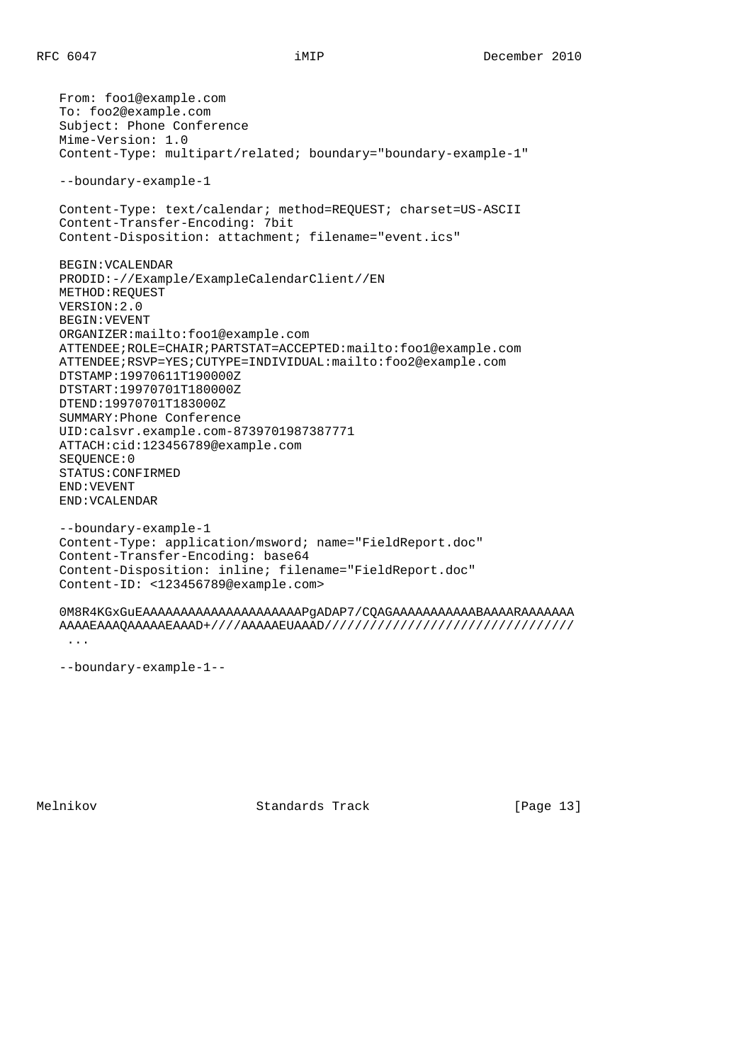```
From: foo1@example.com
To: foo2@example.com
Subject: Phone Conference
Mime-Version: 1.0
Content-Type: multipart/related; boundary="boundary-example-1"

--boundary-example-1

Content-Type: text/calendar; method=REQUEST; charset=US-ASCII
Content-Transfer-Encoding: 7bit
Content-Disposition: attachment; filename="event.ics"

BEGIN:VCALENDAR
PRODID:-//Example/ExampleCalendarClient//EN
METHOD:REQUEST
VERSION:2.0
BEGIN:VEVENT
ORGANIZER:mailto:foo1@example.com
ATTENDEE;ROLE=CHAIR;PARTSTAT=ACCEPTED:mailto:foo1@example.com
ATTENDEE;RSVP=YES;CUTYPE=INDIVIDUAL:mailto:foo2@example.com
DTSTAMP:19970611T190000Z
DTSTART:19970701T180000Z
DTEND:19970701T183000Z
SUMMARY:Phone Conference
UID:calsvr.example.com-8739701987387771
ATTACH:cid:123456789@example.com
SEQUENCE:0
STATUS:CONFIRMED
END:VEVENT
END:VCALENDAR

--boundary-example-1
Content-Type: application/msword; name="FieldReport.doc"
Content-Transfer-Encoding: base64
Content-Disposition: inline; filename="FieldReport.doc"
Content-ID: <123456789@example.com>

0M8R4KGxGuEAAAAAAAAAAAAAAAAAAAAAPgADAP7/CQAGAAAAAAAAAAAABAAAARAAAAAAA
AAAAEAAAQAAAAAEAAAD+////AAAAAEUAAAD////////////////////////////////
 ...

--boundary-example-1--
```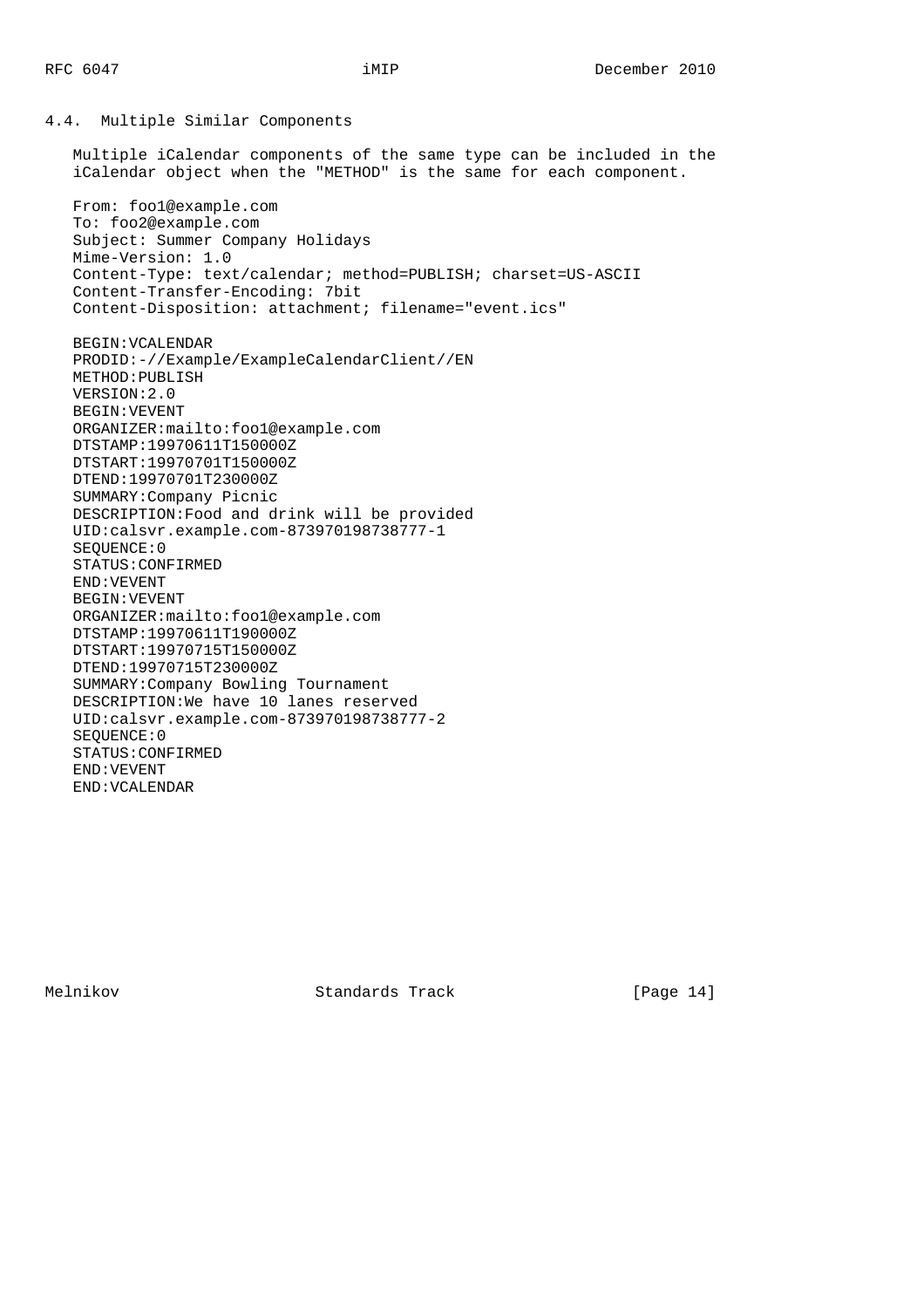## 4.4. Multiple Similar Components

Multiple iCalendar components of the same type can be included in the iCalendar object when the "METHOD" is the same for each component.

```
From: foo1@example.com
To: foo2@example.com
Subject: Summer Company Holidays
Mime-Version: 1.0
Content-Type: text/calendar; method=PUBLISH; charset=US-ASCII
Content-Transfer-Encoding: 7bit
Content-Disposition: attachment; filename="event.ics"

BEGIN:VCALENDAR
PRODID:-//Example/ExampleCalendarClient//EN
METHOD:PUBLISH
VERSION:2.0
BEGIN:VEVENT
ORGANIZER:mailto:foo1@example.com
DTSTAMP:19970611T150000Z
DTSTART:19970701T150000Z
DTEND:19970701T230000Z
SUMMARY:Company Picnic
DESCRIPTION:Food and drink will be provided
UID:calsvr.example.com-873970198738777-1
SEQUENCE:0
STATUS:CONFIRMED
END:VEVENT
BEGIN:VEVENT
ORGANIZER:mailto:foo1@example.com
DTSTAMP:19970611T190000Z
DTSTART:19970715T150000Z
DTEND:19970715T230000Z
SUMMARY:Company Bowling Tournament
DESCRIPTION:We have 10 lanes reserved
UID:calsvr.example.com-873970198738777-2
SEQUENCE:0
STATUS:CONFIRMED
END:VEVENT
END:VCALENDAR
```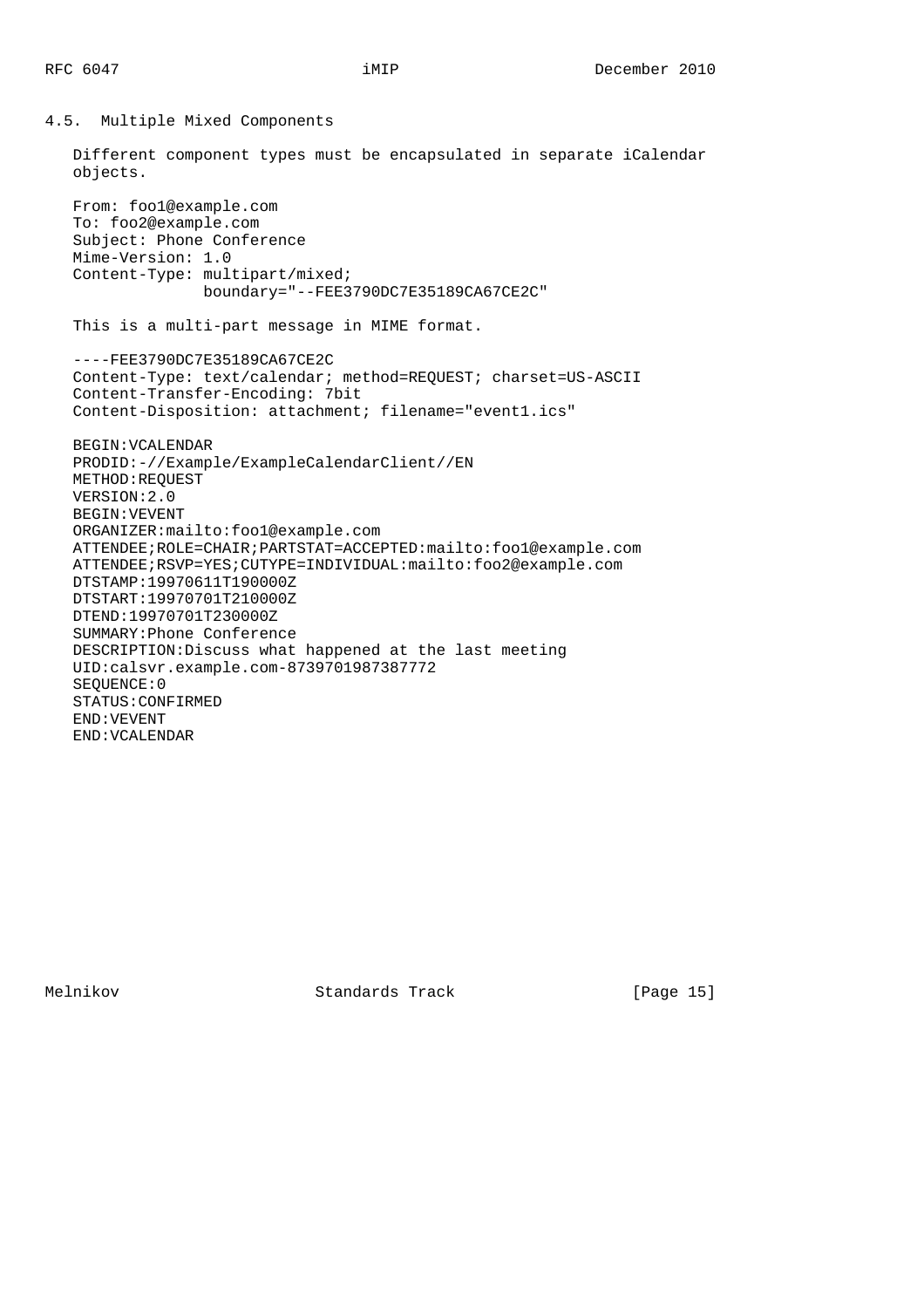### 4.5. Multiple Mixed Components

Different component types must be encapsulated in separate iCalendar objects.

```
From: foo1@example.com
To: foo2@example.com
Subject: Phone Conference
Mime-Version: 1.0
Content-Type: multipart/mixed;
              boundary="--FEE3790DC7E35189CA67CE2C"

This is a multi-part message in MIME format.

----FEE3790DC7E35189CA67CE2C
Content-Type: text/calendar; method=REQUEST; charset=US-ASCII
Content-Transfer-Encoding: 7bit
Content-Disposition: attachment; filename="event1.ics"

BEGIN:VCALENDAR
PRODID:-//Example/ExampleCalendarClient//EN
METHOD:REQUEST
VERSION:2.0
BEGIN:VEVENT
ORGANIZER:mailto:foo1@example.com
ATTENDEE;ROLE=CHAIR;PARTSTAT=ACCEPTED:mailto:foo1@example.com
ATTENDEE;RSVP=YES;CUTYPE=INDIVIDUAL:mailto:foo2@example.com
DTSTAMP:19970611T190000Z
DTSTART:19970701T210000Z
DTEND:19970701T230000Z
SUMMARY:Phone Conference
DESCRIPTION:Discuss what happened at the last meeting
UID:calsvr.example.com-8739701987387772
SEQUENCE:0
STATUS:CONFIRMED
END:VEVENT
END:VCALENDAR
```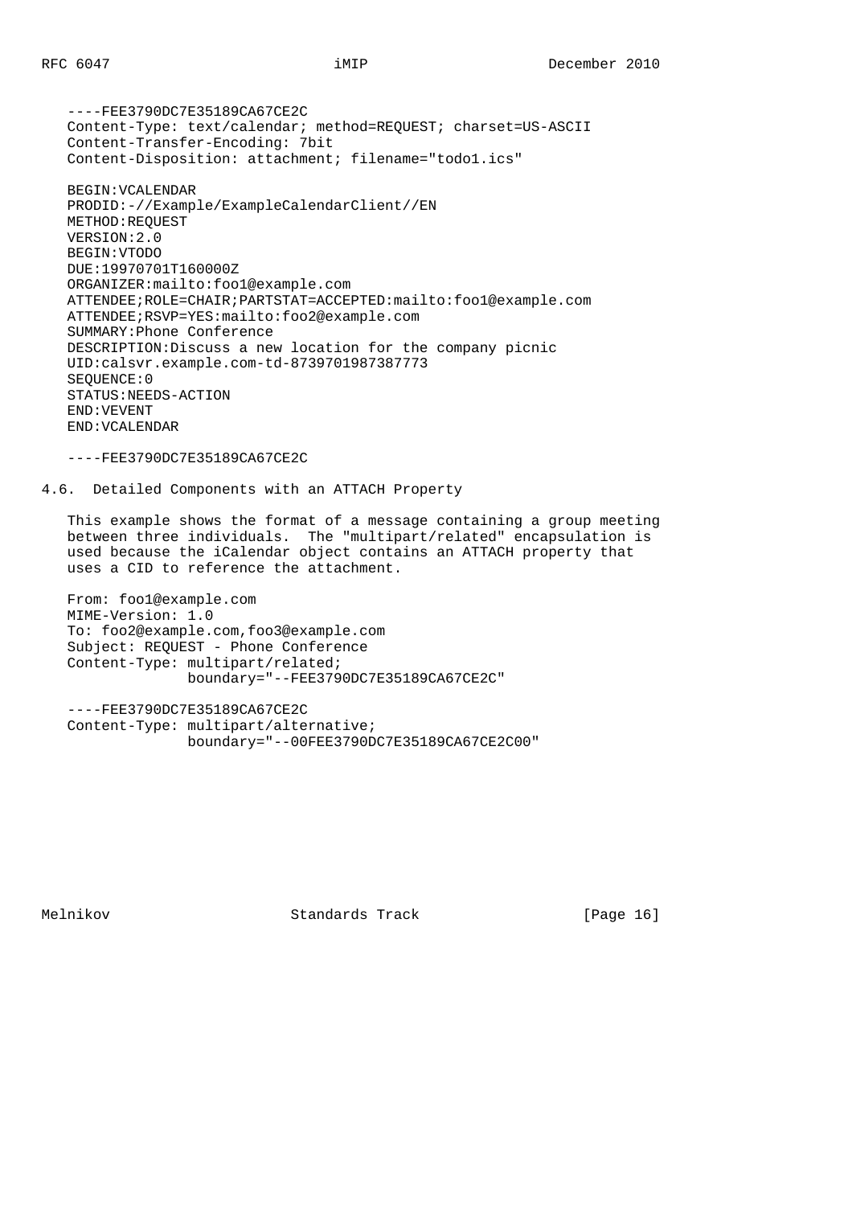```
----FEE3790DC7E35189CA67CE2C
Content-Type: text/calendar; method=REQUEST; charset=US-ASCII
Content-Transfer-Encoding: 7bit
Content-Disposition: attachment; filename="todo1.ics"

BEGIN:VCALENDAR
PRODID:-//Example/ExampleCalendarClient//EN
METHOD:REQUEST
VERSION:2.0
BEGIN:VTODO
DUE:19970701T160000Z
ORGANIZER:mailto:foo1@example.com
ATTENDEE;ROLE=CHAIR;PARTSTAT=ACCEPTED:mailto:foo1@example.com
ATTENDEE;RSVP=YES:mailto:foo2@example.com
SUMMARY:Phone Conference
DESCRIPTION:Discuss a new location for the company picnic
UID:calsvr.example.com-td-8739701987387773
SEQUENCE:0
STATUS:NEEDS-ACTION
END:VEVENT
END:VCALENDAR

----FEE3790DC7E35189CA67CE2C
```

## 4.6. Detailed Components with an ATTACH Property

This example shows the format of a message containing a group meeting between three individuals. The "multipart/related" encapsulation is used because the iCalendar object contains an ATTACH property that uses a CID to reference the attachment.

```
From: foo1@example.com
MIME-Version: 1.0
To: foo2@example.com,foo3@example.com
Subject: REQUEST - Phone Conference
Content-Type: multipart/related;
              boundary="--FEE3790DC7E35189CA67CE2C"

----FEE3790DC7E35189CA67CE2C
Content-Type: multipart/alternative;
              boundary="--00FEE3790DC7E35189CA67CE2C00"
```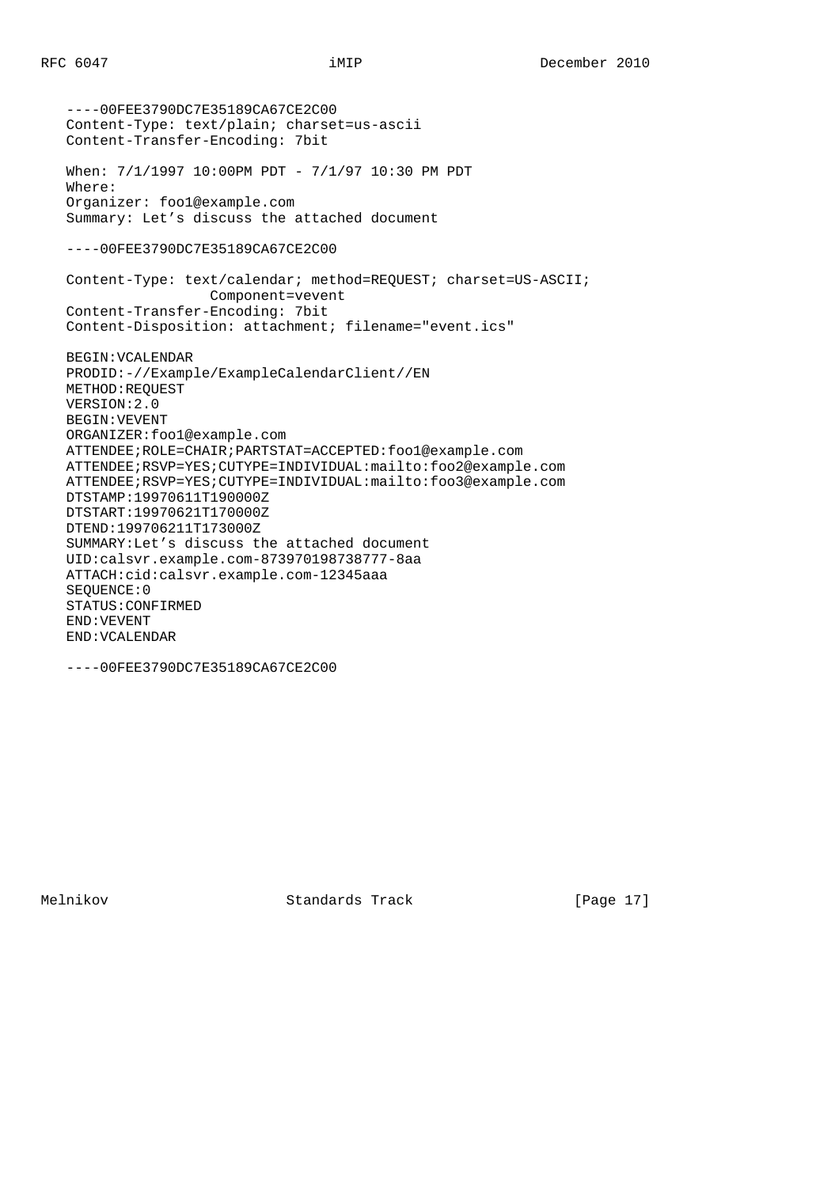```
----00FEE3790DC7E35189CA67CE2C00
Content-Type: text/plain; charset=us-ascii
Content-Transfer-Encoding: 7bit

When: 7/1/1997 10:00PM PDT - 7/1/97 10:30 PM PDT
Where:
Organizer: foo1@example.com
Summary: Let's discuss the attached document

----00FEE3790DC7E35189CA67CE2C00

Content-Type: text/calendar; method=REQUEST; charset=US-ASCII;
                 Component=vevent
Content-Transfer-Encoding: 7bit
Content-Disposition: attachment; filename="event.ics"

BEGIN:VCALENDAR
PRODID:-//Example/ExampleCalendarClient//EN
METHOD:REQUEST
VERSION:2.0
BEGIN:VEVENT
ORGANIZER:foo1@example.com
ATTENDEE;ROLE=CHAIR;PARTSTAT=ACCEPTED:foo1@example.com
ATTENDEE;RSVP=YES;CUTYPE=INDIVIDUAL:mailto:foo2@example.com
ATTENDEE;RSVP=YES;CUTYPE=INDIVIDUAL:mailto:foo3@example.com
DTSTAMP:19970611T190000Z
DTSTART:19970621T170000Z
DTEND:199706211T173000Z
SUMMARY:Let's discuss the attached document
UID:calsvr.example.com-873970198738777-8aa
ATTACH:cid:calsvr.example.com-12345aaa
SEQUENCE:0
STATUS:CONFIRMED
END:VEVENT
END:VCALENDAR

----00FEE3790DC7E35189CA67CE2C00
```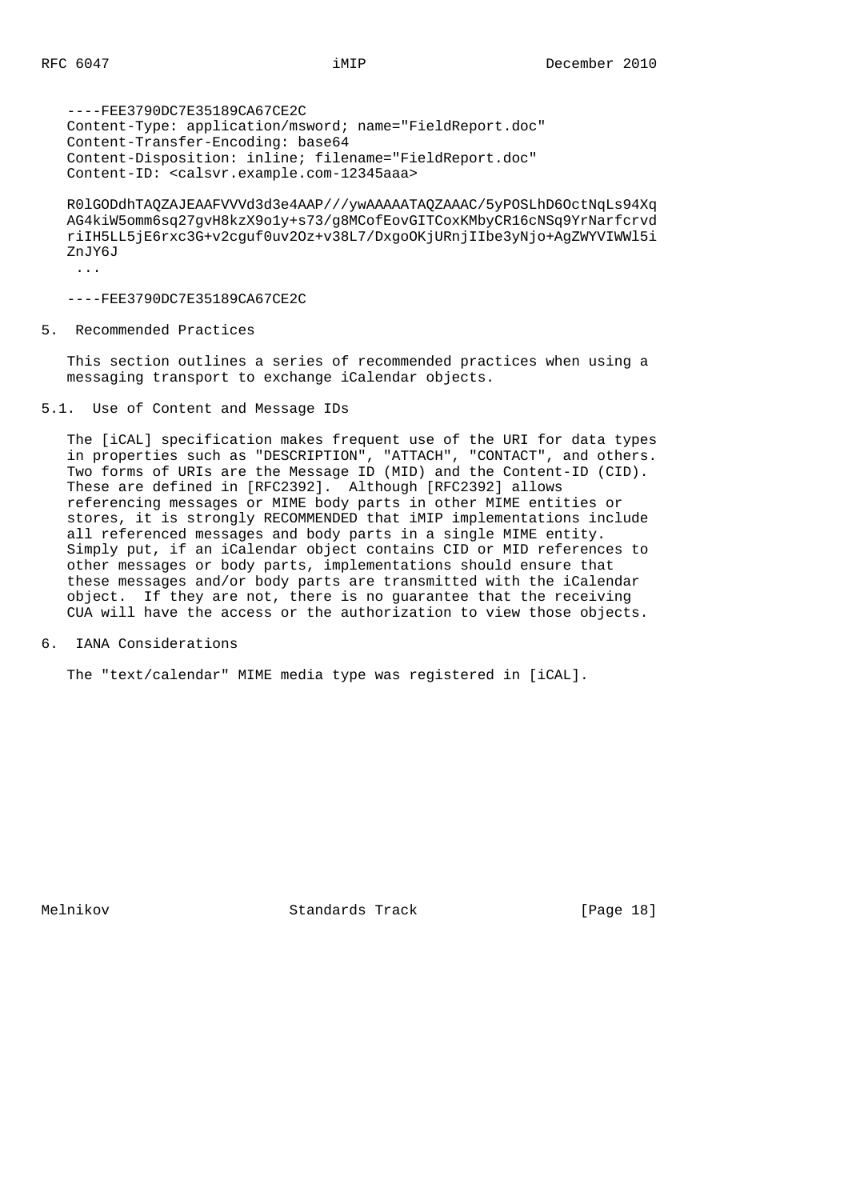```
----FEE3790DC7E35189CA67CE2C
Content-Type: application/msword; name="FieldReport.doc"
Content-Transfer-Encoding: base64
Content-Disposition: inline; filename="FieldReport.doc"
Content-ID: <calsvr.example.com-12345aaa>

R0lGODdhTAQZAJEAAFVVVd3d3e4AAP///ywAAAAATAQZAAAC/5yPOSLhD6OctNqLs94Xq
AG4kiW5omm6sq27gvH8kzX9o1y+s73/g8MCofEovGITCoxKMbyCR16cNSq9YrNarfcrvd
riIH5LL5jE6rxc3G+v2cguf0uv2Oz+v38L7/DxgoOKjURnjIIbe3yNjo+AgZWYVIWWl5i
ZnJY6J
 ...

----FEE3790DC7E35189CA67CE2C
```

## 5. Recommended Practices

This section outlines a series of recommended practices when using a messaging transport to exchange iCalendar objects.

### 5.1. Use of Content and Message IDs

The [iCAL] specification makes frequent use of the URI for data types in properties such as "DESCRIPTION", "ATTACH", "CONTACT", and others. Two forms of URIs are the Message ID (MID) and the Content-ID (CID). These are defined in [RFC2392]. Although [RFC2392] allows referencing messages or MIME body parts in other MIME entities or stores, it is strongly RECOMMENDED that iMIP implementations include all referenced messages and body parts in a single MIME entity. Simply put, if an iCalendar object contains CID or MID references to other messages or body parts, implementations should ensure that these messages and/or body parts are transmitted with the iCalendar object. If they are not, there is no guarantee that the receiving CUA will have the access or the authorization to view those objects.

## 6. IANA Considerations

The "text/calendar" MIME media type was registered in [iCAL].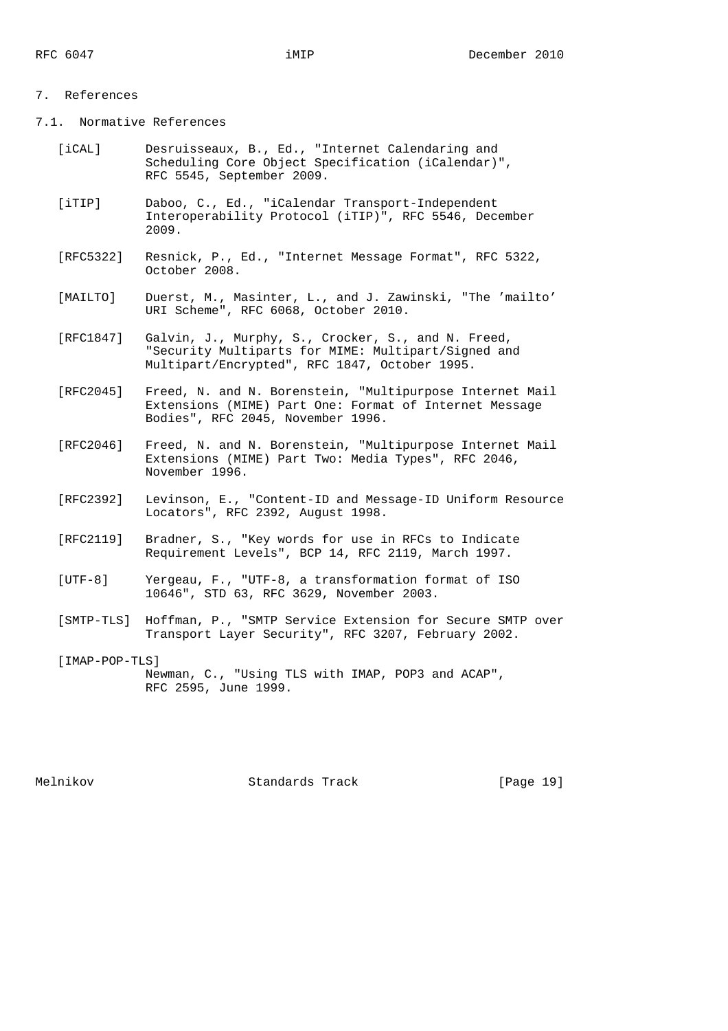# 7. References

## 7.1. Normative References

[iCAL] Desruisseaux, B., Ed., "Internet Calendaring and Scheduling Core Object Specification (iCalendar)", RFC 5545, September 2009.

[iTIP] Daboo, C., Ed., "iCalendar Transport-Independent Interoperability Protocol (iTIP)", RFC 5546, December 2009.

[RFC5322] Resnick, P., Ed., "Internet Message Format", RFC 5322, October 2008.

[MAILTO] Duerst, M., Masinter, L., and J. Zawinski, "The 'mailto' URI Scheme", RFC 6068, October 2010.

[RFC1847] Galvin, J., Murphy, S., Crocker, S., and N. Freed, "Security Multiparts for MIME: Multipart/Signed and Multipart/Encrypted", RFC 1847, October 1995.

[RFC2045] Freed, N. and N. Borenstein, "Multipurpose Internet Mail Extensions (MIME) Part One: Format of Internet Message Bodies", RFC 2045, November 1996.

[RFC2046] Freed, N. and N. Borenstein, "Multipurpose Internet Mail Extensions (MIME) Part Two: Media Types", RFC 2046, November 1996.

[RFC2392] Levinson, E., "Content-ID and Message-ID Uniform Resource Locators", RFC 2392, August 1998.

[RFC2119] Bradner, S., "Key words for use in RFCs to Indicate Requirement Levels", BCP 14, RFC 2119, March 1997.

[UTF-8] Yergeau, F., "UTF-8, a transformation format of ISO 10646", STD 63, RFC 3629, November 2003.

[SMTP-TLS] Hoffman, P., "SMTP Service Extension for Secure SMTP over Transport Layer Security", RFC 3207, February 2002.

[IMAP-POP-TLS] Newman, C., "Using TLS with IMAP, POP3 and ACAP", RFC 2595, June 1999.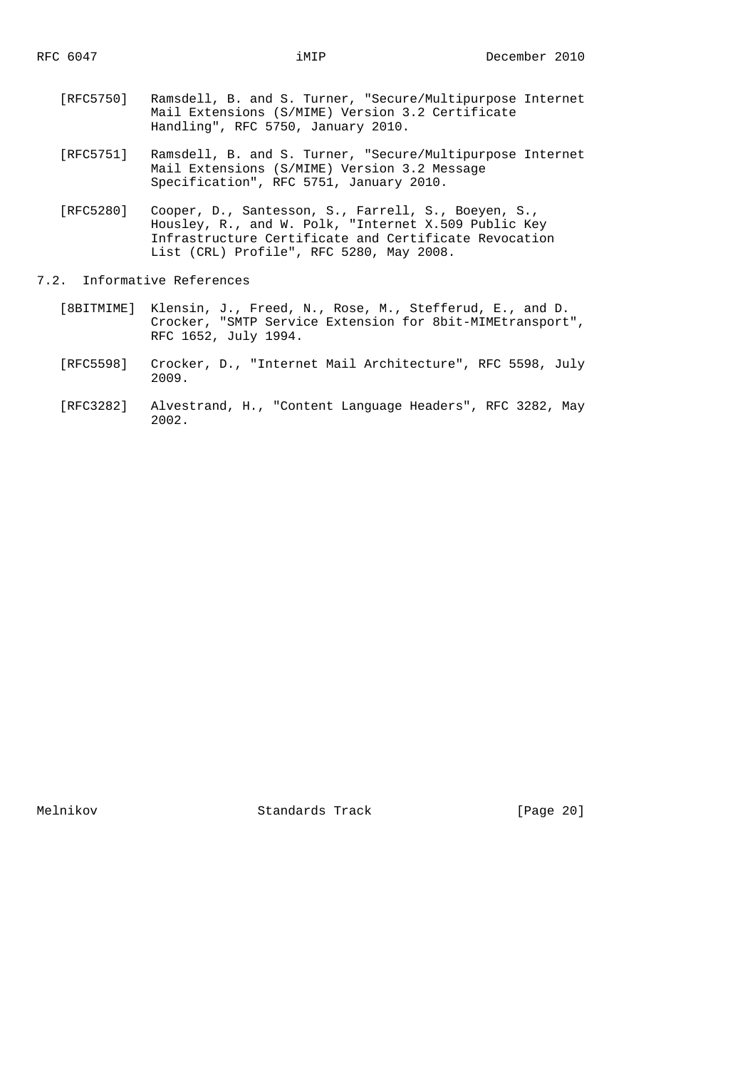[RFC5750] Ramsdell, B. and S. Turner, "Secure/Multipurpose Internet Mail Extensions (S/MIME) Version 3.2 Certificate Handling", RFC 5750, January 2010.

[RFC5751] Ramsdell, B. and S. Turner, "Secure/Multipurpose Internet Mail Extensions (S/MIME) Version 3.2 Message Specification", RFC 5751, January 2010.

[RFC5280] Cooper, D., Santesson, S., Farrell, S., Boeyen, S., Housley, R., and W. Polk, "Internet X.509 Public Key Infrastructure Certificate and Certificate Revocation List (CRL) Profile", RFC 5280, May 2008.

## 7.2. Informative References

[8BITMIME] Klensin, J., Freed, N., Rose, M., Stefferud, E., and D. Crocker, "SMTP Service Extension for 8bit-MIMEtransport", RFC 1652, July 1994.

[RFC5598] Crocker, D., "Internet Mail Architecture", RFC 5598, July 2009.

[RFC3282] Alvestrand, H., "Content Language Headers", RFC 3282, May 2002.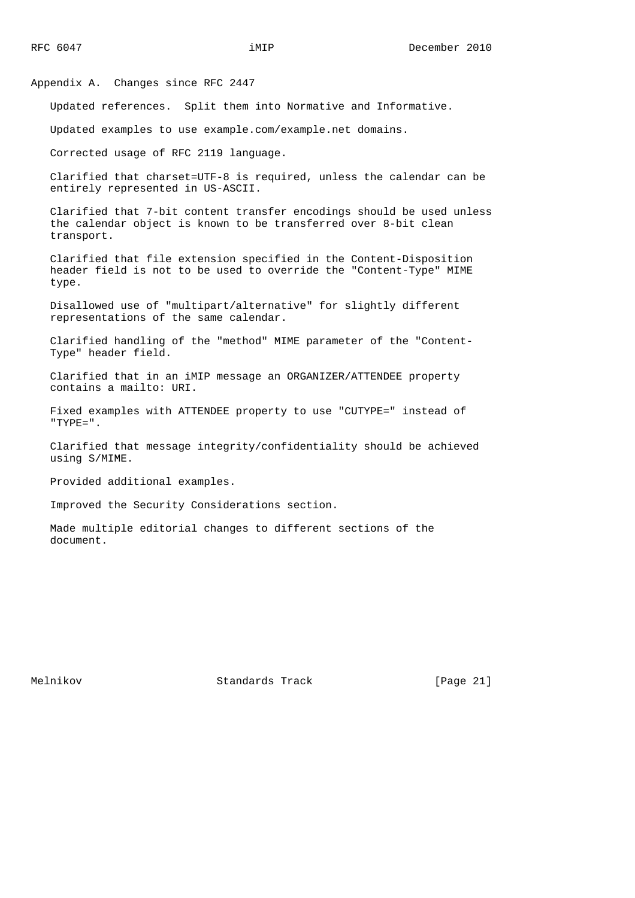## Appendix A. Changes since RFC 2447

Updated references. Split them into Normative and Informative.

Updated examples to use example.com/example.net domains.

Corrected usage of RFC 2119 language.

Clarified that charset=UTF-8 is required, unless the calendar can be entirely represented in US-ASCII.

Clarified that 7-bit content transfer encodings should be used unless the calendar object is known to be transferred over 8-bit clean transport.

Clarified that file extension specified in the Content-Disposition header field is not to be used to override the "Content-Type" MIME type.

Disallowed use of "multipart/alternative" for slightly different representations of the same calendar.

Clarified handling of the "method" MIME parameter of the "Content-Type" header field.

Clarified that in an iMIP message an ORGANIZER/ATTENDEE property contains a mailto: URI.

Fixed examples with ATTENDEE property to use "CUTYPE=" instead of "TYPE=".

Clarified that message integrity/confidentiality should be achieved using S/MIME.

Provided additional examples.

Improved the Security Considerations section.

Made multiple editorial changes to different sections of the document.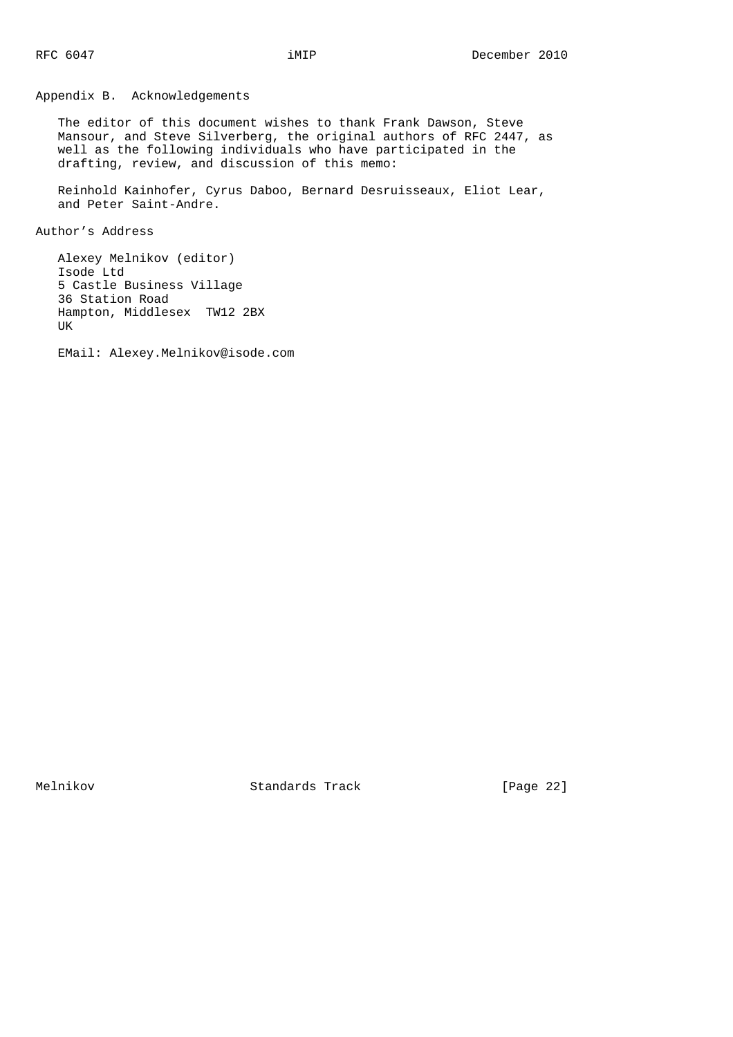## Appendix B. Acknowledgements

The editor of this document wishes to thank Frank Dawson, Steve Mansour, and Steve Silverberg, the original authors of RFC 2447, as well as the following individuals who have participated in the drafting, review, and discussion of this memo:

Reinhold Kainhofer, Cyrus Daboo, Bernard Desruisseaux, Eliot Lear, and Peter Saint-Andre.

## Author's Address

Alexey Melnikov (editor)
Isode Ltd
5 Castle Business Village
36 Station Road
Hampton, Middlesex  TW12 2BX
UK

EMail: Alexey.Melnikov@isode.com